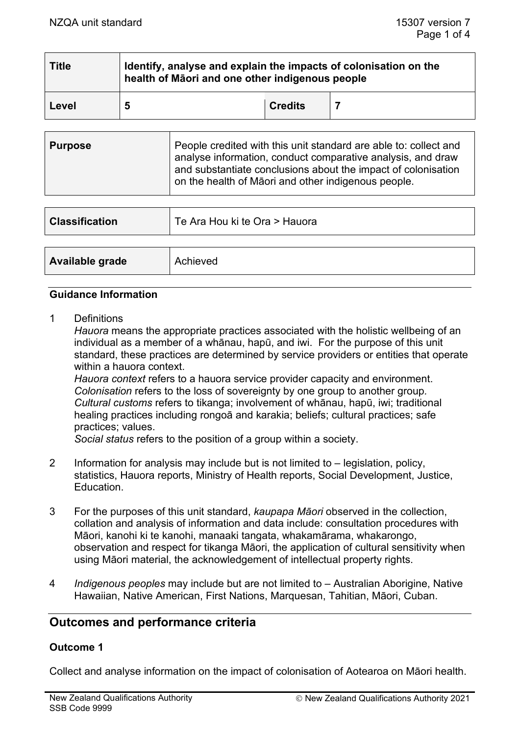| Title | Identify, analyse and explain the impacts of colonisation on the health of Māori and one other indigenous people | | |
|---|---|---|---|
| Level | 5 | Credits | 7 |

| Purpose | People credited with this unit standard are able to: collect and analyse information, conduct comparative analysis, and draw and substantiate conclusions about the impact of colonisation on the health of Māori and other indigenous people. |
|---|---|

| Classification | Te Ara Hou ki te Ora > Hauora |
|---|---|

| Available grade | Achieved |
|---|---|

### Guidance Information

1 Definitions
*Hauora* means the appropriate practices associated with the holistic wellbeing of an individual as a member of a whānau, hapū, and iwi. For the purpose of this unit standard, these practices are determined by service providers or entities that operate within a hauora context.
*Hauora context* refers to a hauora service provider capacity and environment.
*Colonisation* refers to the loss of sovereignty by one group to another group.
*Cultural customs* refers to tikanga; involvement of whānau, hapū, iwi; traditional healing practices including rongoā and karakia; beliefs; cultural practices; safe practices; values.
*Social status* refers to the position of a group within a society.

2 Information for analysis may include but is not limited to – legislation, policy, statistics, Hauora reports, Ministry of Health reports, Social Development, Justice, Education.

3 For the purposes of this unit standard, *kaupapa Māori* observed in the collection, collation and analysis of information and data include: consultation procedures with Māori, kanohi ki te kanohi, manaaki tangata, whakamārama, whakarongo, observation and respect for tikanga Māori, the application of cultural sensitivity when using Māori material, the acknowledgement of intellectual property rights.

4 *Indigenous peoples* may include but are not limited to – Australian Aborigine, Native Hawaiian, Native American, First Nations, Marquesan, Tahitian, Māori, Cuban.

## Outcomes and performance criteria

### Outcome 1

Collect and analyse information on the impact of colonisation of Aotearoa on Māori health.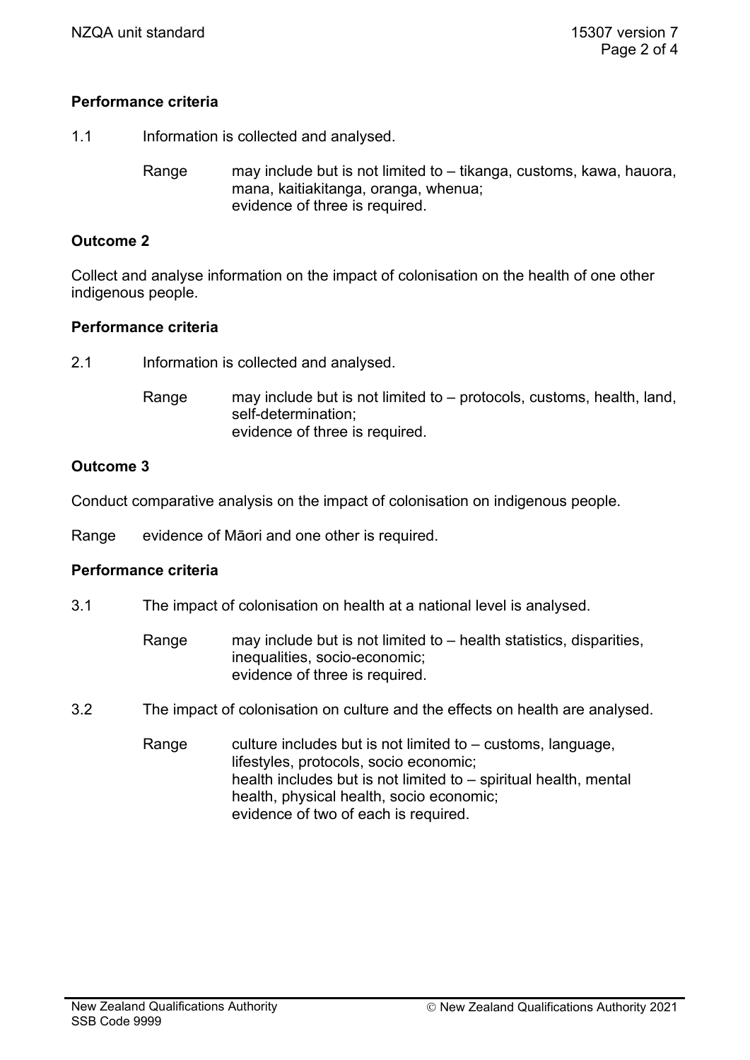### Performance criteria

1.1 Information is collected and analysed.

Range may include but is not limited to – tikanga, customs, kawa, hauora, mana, kaitiakitanga, oranga, whenua;
evidence of three is required.

### Outcome 2

Collect and analyse information on the impact of colonisation on the health of one other indigenous people.

### Performance criteria

2.1 Information is collected and analysed.

Range may include but is not limited to – protocols, customs, health, land, self-determination;
evidence of three is required.

### Outcome 3

Conduct comparative analysis on the impact of colonisation on indigenous people.

Range evidence of Māori and one other is required.

### Performance criteria

3.1 The impact of colonisation on health at a national level is analysed.

Range may include but is not limited to – health statistics, disparities, inequalities, socio-economic;
evidence of three is required.

3.2 The impact of colonisation on culture and the effects on health are analysed.

Range culture includes but is not limited to – customs, language, lifestyles, protocols, socio economic;
health includes but is not limited to – spiritual health, mental health, physical health, socio economic;
evidence of two of each is required.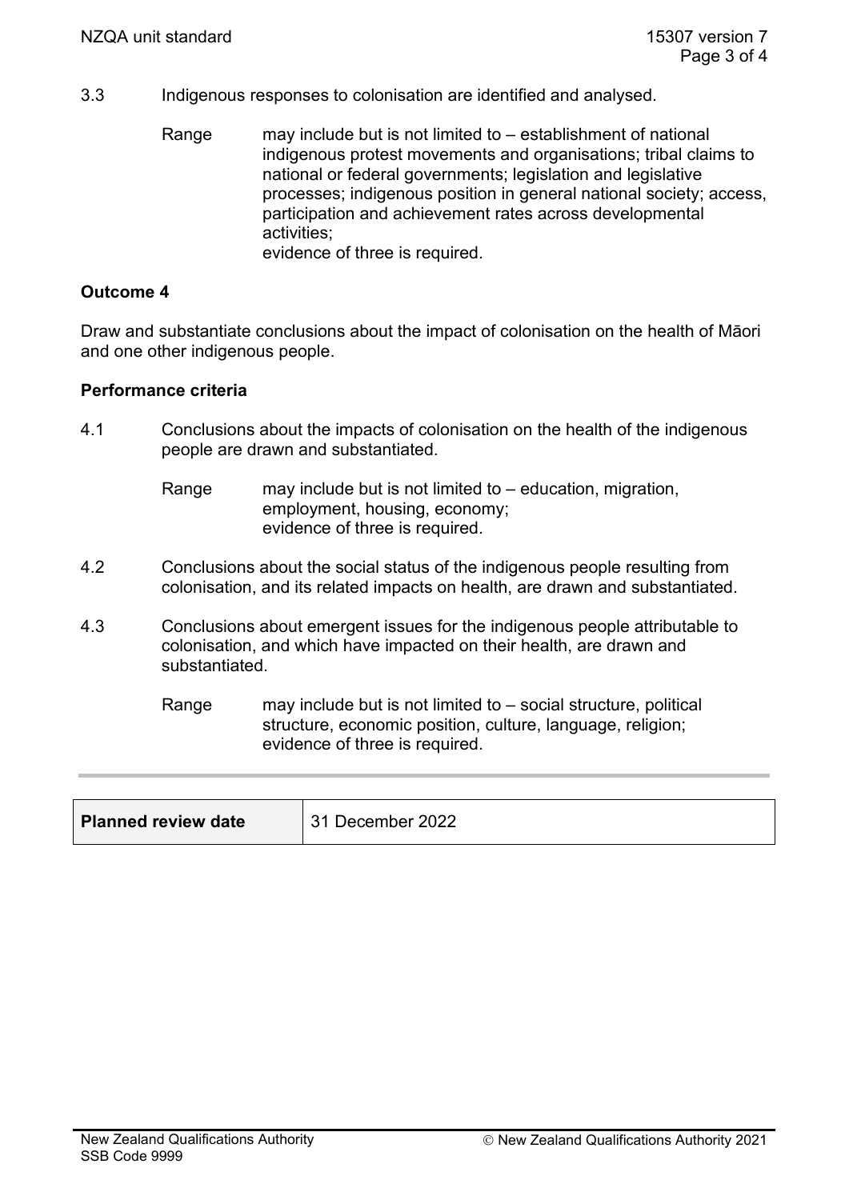3.3 Indigenous responses to colonisation are identified and analysed.

Range may include but is not limited to – establishment of national indigenous protest movements and organisations; tribal claims to national or federal governments; legislation and legislative processes; indigenous position in general national society; access, participation and achievement rates across developmental activities;
evidence of three is required.

**Outcome 4**

Draw and substantiate conclusions about the impact of colonisation on the health of Māori and one other indigenous people.

**Performance criteria**

4.1 Conclusions about the impacts of colonisation on the health of the indigenous people are drawn and substantiated.

Range may include but is not limited to – education, migration, employment, housing, economy;
evidence of three is required.

4.2 Conclusions about the social status of the indigenous people resulting from colonisation, and its related impacts on health, are drawn and substantiated.

4.3 Conclusions about emergent issues for the indigenous people attributable to colonisation, and which have impacted on their health, are drawn and substantiated.

Range may include but is not limited to – social structure, political structure, economic position, culture, language, religion;
evidence of three is required.

| **Planned review date** | 31 December 2022 |
|---|---|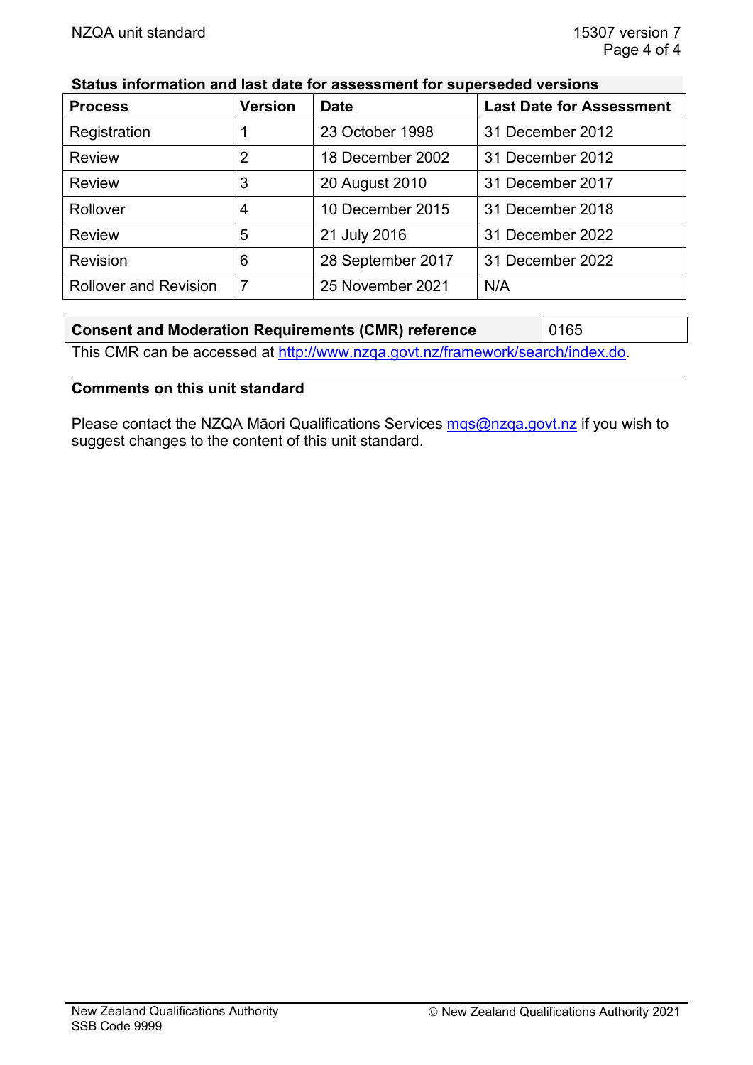**Status information and last date for assessment for superseded versions**

| Process | Version | Date | Last Date for Assessment |
|---|---|---|---|
| Registration | 1 | 23 October 1998 | 31 December 2012 |
| Review | 2 | 18 December 2002 | 31 December 2012 |
| Review | 3 | 20 August 2010 | 31 December 2017 |
| Rollover | 4 | 10 December 2015 | 31 December 2018 |
| Review | 5 | 21 July 2016 | 31 December 2022 |
| Revision | 6 | 28 September 2017 | 31 December 2022 |
| Rollover and Revision | 7 | 25 November 2021 | N/A |

| | |
|---|---|
| **Consent and Moderation Requirements (CMR) reference** | 0165 |

This CMR can be accessed at http://www.nzqa.govt.nz/framework/search/index.do.

**Comments on this unit standard**

Please contact the NZQA Māori Qualifications Services mqs@nzqa.govt.nz if you wish to suggest changes to the content of this unit standard.